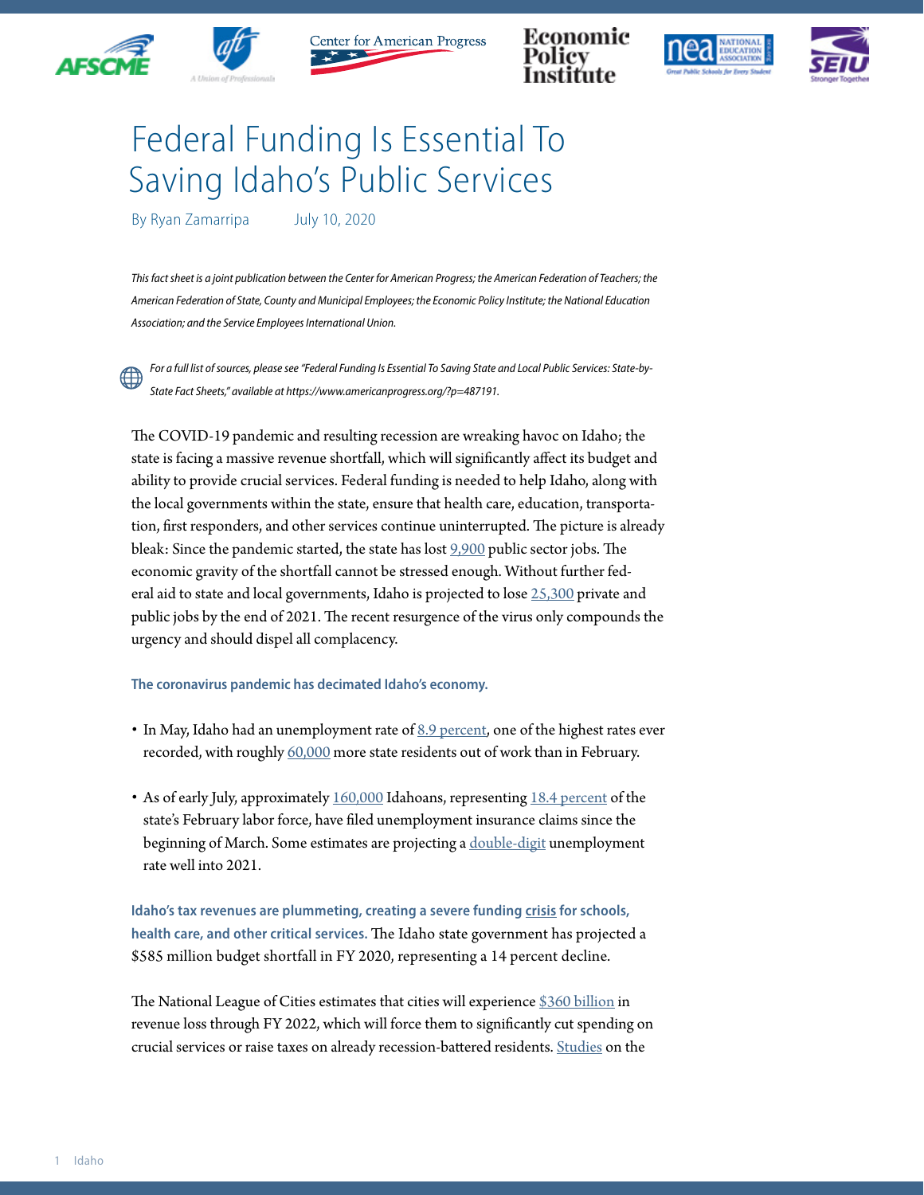# Federal Funding Is Essential To Saving Idaho's Public Services

By Ryan Zamarripa    July 10, 2020

*This fact sheet is a joint publication between the Center for American Progress; the American Federation of Teachers; the American Federation of State, County and Municipal Employees; the Economic Policy Institute; the National Education Association; and the Service Employees International Union.*

*For a full list of sources, please see "Federal Funding Is Essential To Saving State and Local Public Services: State-by-State Fact Sheets," available at https://www.americanprogress.org/?p=487191.*

The COVID-19 pandemic and resulting recession are wreaking havoc on Idaho; the state is facing a massive revenue shortfall, which will significantly affect its budget and ability to provide crucial services. Federal funding is needed to help Idaho, along with the local governments within the state, ensure that health care, education, transportation, first responders, and other services continue uninterrupted. The picture is already bleak: Since the pandemic started, the state has lost 9,900 public sector jobs. The economic gravity of the shortfall cannot be stressed enough. Without further federal aid to state and local governments, Idaho is projected to lose 25,300 private and public jobs by the end of 2021. The recent resurgence of the virus only compounds the urgency and should dispel all complacency.

**The coronavirus pandemic has decimated Idaho's economy.**

- In May, Idaho had an unemployment rate of 8.9 percent, one of the highest rates ever recorded, with roughly 60,000 more state residents out of work than in February.
- As of early July, approximately 160,000 Idahoans, representing 18.4 percent of the state's February labor force, have filed unemployment insurance claims since the beginning of March. Some estimates are projecting a double-digit unemployment rate well into 2021.

**Idaho's tax revenues are plummeting, creating a severe funding crisis for schools, health care, and other critical services.** The Idaho state government has projected a $585 million budget shortfall in FY 2020, representing a 14 percent decline.

The National League of Cities estimates that cities will experience $360 billion in revenue loss through FY 2022, which will force them to significantly cut spending on crucial services or raise taxes on already recession-battered residents. Studies on the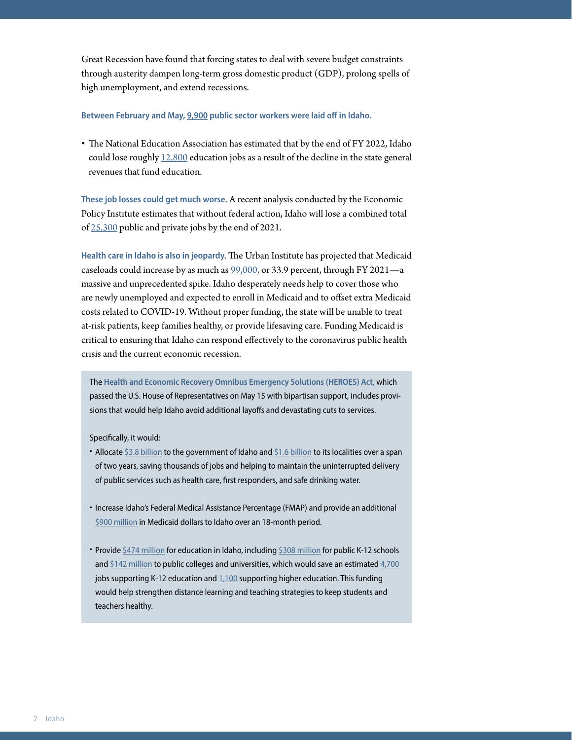Great Recession have found that forcing states to deal with severe budget constraints through austerity dampen long-term gross domestic product (GDP), prolong spells of high unemployment, and extend recessions.

**Between February and May, 9,900 public sector workers were laid off in Idaho.**

- The National Education Association has estimated that by the end of FY 2022, Idaho could lose roughly 12,800 education jobs as a result of the decline in the state general revenues that fund education.

**These job losses could get much worse.** A recent analysis conducted by the Economic Policy Institute estimates that without federal action, Idaho will lose a combined total of 25,300 public and private jobs by the end of 2021.

**Health care in Idaho is also in jeopardy.** The Urban Institute has projected that Medicaid caseloads could increase by as much as 99,000, or 33.9 percent, through FY 2021—a massive and unprecedented spike. Idaho desperately needs help to cover those who are newly unemployed and expected to enroll in Medicaid and to offset extra Medicaid costs related to COVID-19. Without proper funding, the state will be unable to treat at-risk patients, keep families healthy, or provide lifesaving care. Funding Medicaid is critical to ensuring that Idaho can respond effectively to the coronavirus public health crisis and the current economic recession.

The **Health and Economic Recovery Omnibus Emergency Solutions (HEROES) Act,** which passed the U.S. House of Representatives on May 15 with bipartisan support, includes provisions that would help Idaho avoid additional layoffs and devastating cuts to services.

Specifically, it would:

- Allocate $3.8 billion to the government of Idaho and $1.6 billion to its localities over a span of two years, saving thousands of jobs and helping to maintain the uninterrupted delivery of public services such as health care, first responders, and safe drinking water.
- Increase Idaho's Federal Medical Assistance Percentage (FMAP) and provide an additional $900 million in Medicaid dollars to Idaho over an 18-month period.
- Provide $474 million for education in Idaho, including $308 million for public K-12 schools and $142 million to public colleges and universities, which would save an estimated 4,700 jobs supporting K-12 education and 1,100 supporting higher education. This funding would help strengthen distance learning and teaching strategies to keep students and teachers healthy.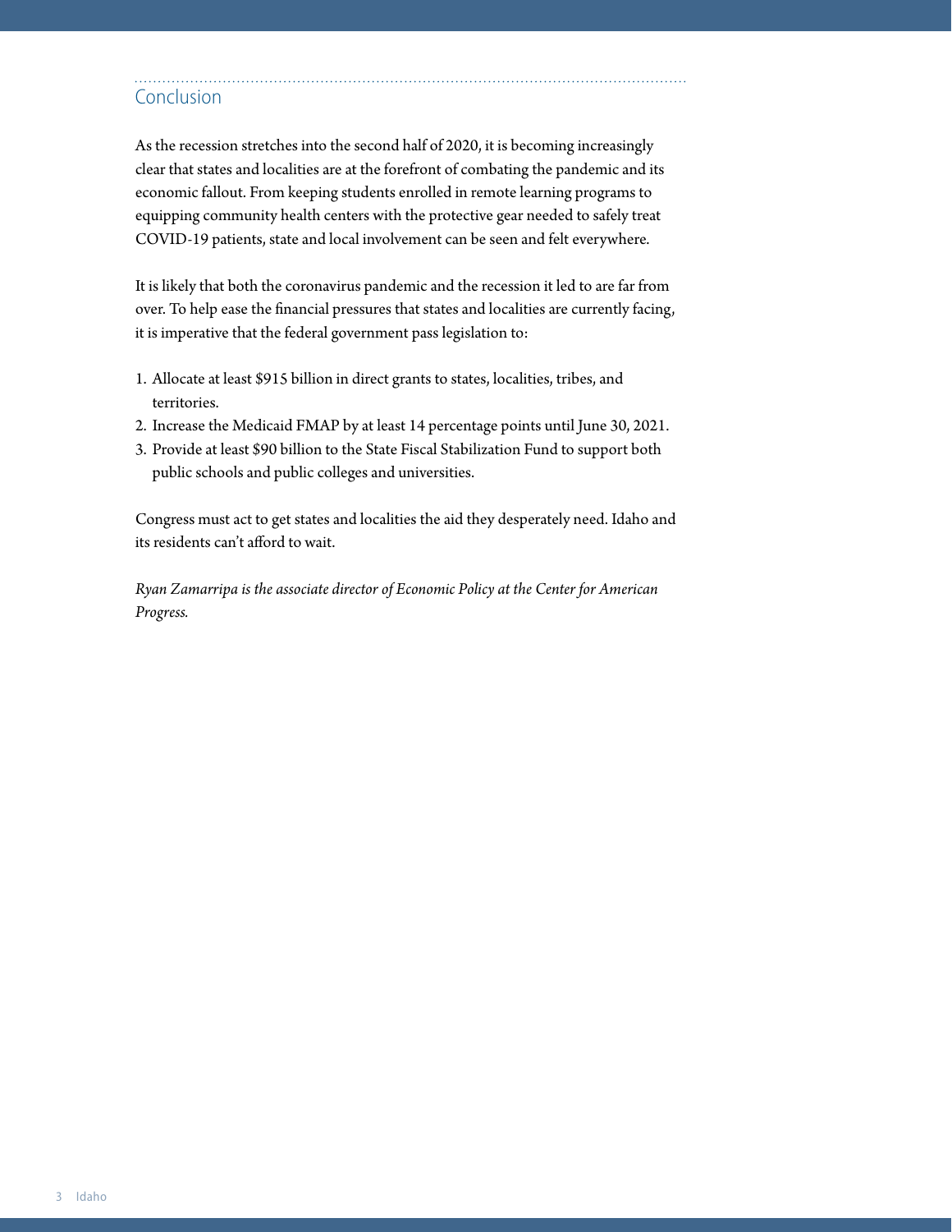## Conclusion

As the recession stretches into the second half of 2020, it is becoming increasingly clear that states and localities are at the forefront of combating the pandemic and its economic fallout. From keeping students enrolled in remote learning programs to equipping community health centers with the protective gear needed to safely treat COVID-19 patients, state and local involvement can be seen and felt everywhere.

It is likely that both the coronavirus pandemic and the recession it led to are far from over. To help ease the financial pressures that states and localities are currently facing, it is imperative that the federal government pass legislation to:

1. Allocate at least $915 billion in direct grants to states, localities, tribes, and territories.
2. Increase the Medicaid FMAP by at least 14 percentage points until June 30, 2021.
3. Provide at least $90 billion to the State Fiscal Stabilization Fund to support both public schools and public colleges and universities.

Congress must act to get states and localities the aid they desperately need. Idaho and its residents can't afford to wait.

*Ryan Zamarripa is the associate director of Economic Policy at the Center for American Progress.*